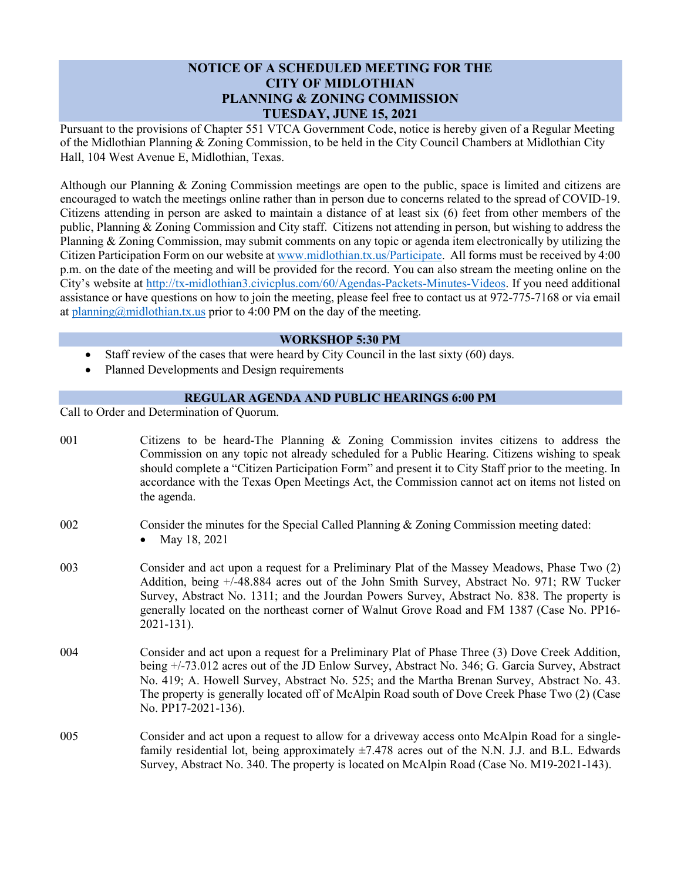# NOTICE OF A SCHEDULED MEETING FOR THE CITY OF MIDLOTHIAN PLANNING & ZONING COMMISSION TUESDAY, JUNE 15, 2021

Pursuant to the provisions of Chapter 551 VTCA Government Code, notice is hereby given of a Regular Meeting of the Midlothian Planning & Zoning Commission, to be held in the City Council Chambers at Midlothian City Hall, 104 West Avenue E, Midlothian, Texas.

Although our Planning & Zoning Commission meetings are open to the public, space is limited and citizens are encouraged to watch the meetings online rather than in person due to concerns related to the spread of COVID-19. Citizens attending in person are asked to maintain a distance of at least six (6) feet from other members of the public, Planning & Zoning Commission and City staff. Citizens not attending in person, but wishing to address the Planning & Zoning Commission, may submit comments on any topic or agenda item electronically by utilizing the Citizen Participation Form on our website at [www.midlothian.tx.us/Participate](www.midlothian.tx.us/Participate). All forms must be received by 4:00 p.m. on the date of the meeting and will be provided for the record. You can also stream the meeting online on the City's website at [http://tx-midlothian3.civicplus.com/60/Agendas-Packets-Minutes-Videos](http://tx-midlothian3.civicplus.com/60/Agendas-Packets-Minutes-Videos). If you need additional assistance or have questions on how to join the meeting, please feel free to contact us at 972-775-7168 or via email at [planning@midlothian.tx.us](mailto:planning@midlothian.tx.us) prior to 4:00 PM on the day of the meeting.

## WORKSHOP 5:30 PM

- Staff review of the cases that were heard by City Council in the last sixty (60) days.
- Planned Developments and Design requirements

## REGULAR AGENDA AND PUBLIC HEARINGS 6:00 PM

Call to Order and Determination of Quorum.

001 Citizens to be heard-The Planning & Zoning Commission invites citizens to address the Commission on any topic not already scheduled for a Public Hearing. Citizens wishing to speak should complete a "Citizen Participation Form" and present it to City Staff prior to the meeting. In accordance with the Texas Open Meetings Act, the Commission cannot act on items not listed on the agenda.

002 Consider the minutes for the Special Called Planning & Zoning Commission meeting dated:

- May 18, 2021

003 Consider and act upon a request for a Preliminary Plat of the Massey Meadows, Phase Two (2) Addition, being +/-48.884 acres out of the John Smith Survey, Abstract No. 971; RW Tucker Survey, Abstract No. 1311; and the Jourdan Powers Survey, Abstract No. 838. The property is generally located on the northeast corner of Walnut Grove Road and FM 1387 (Case No. PP16-2021-131).

004 Consider and act upon a request for a Preliminary Plat of Phase Three (3) Dove Creek Addition, being +/-73.012 acres out of the JD Enlow Survey, Abstract No. 346; G. Garcia Survey, Abstract No. 419; A. Howell Survey, Abstract No. 525; and the Martha Brenan Survey, Abstract No. 43. The property is generally located off of McAlpin Road south of Dove Creek Phase Two (2) (Case No. PP17-2021-136).

005 Consider and act upon a request to allow for a driveway access onto McAlpin Road for a single-family residential lot, being approximately ±7.478 acres out of the N.N. J.J. and B.L. Edwards Survey, Abstract No. 340. The property is located on McAlpin Road (Case No. M19-2021-143).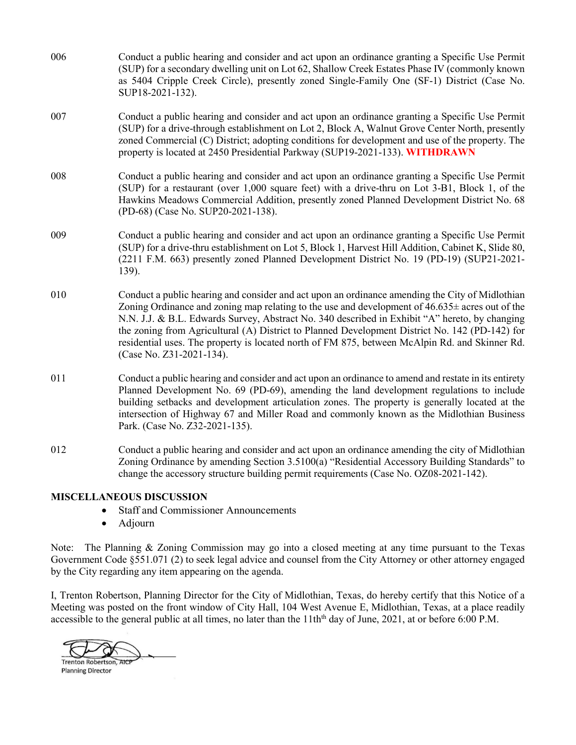006 Conduct a public hearing and consider and act upon an ordinance granting a Specific Use Permit (SUP) for a secondary dwelling unit on Lot 62, Shallow Creek Estates Phase IV (commonly known as 5404 Cripple Creek Circle), presently zoned Single-Family One (SF-1) District (Case No. SUP18-2021-132).

007 Conduct a public hearing and consider and act upon an ordinance granting a Specific Use Permit (SUP) for a drive-through establishment on Lot 2, Block A, Walnut Grove Center North, presently zoned Commercial (C) District; adopting conditions for development and use of the property. The property is located at 2450 Presidential Parkway (SUP19-2021-133). **WITHDRAWN**

008 Conduct a public hearing and consider and act upon an ordinance granting a Specific Use Permit (SUP) for a restaurant (over 1,000 square feet) with a drive-thru on Lot 3-B1, Block 1, of the Hawkins Meadows Commercial Addition, presently zoned Planned Development District No. 68 (PD-68) (Case No. SUP20-2021-138).

009 Conduct a public hearing and consider and act upon an ordinance granting a Specific Use Permit (SUP) for a drive-thru establishment on Lot 5, Block 1, Harvest Hill Addition, Cabinet K, Slide 80, (2211 F.M. 663) presently zoned Planned Development District No. 19 (PD-19) (SUP21-2021-139).

010 Conduct a public hearing and consider and act upon an ordinance amending the City of Midlothian Zoning Ordinance and zoning map relating to the use and development of 46.635± acres out of the N.N. J.J. & B.L. Edwards Survey, Abstract No. 340 described in Exhibit "A" hereto, by changing the zoning from Agricultural (A) District to Planned Development District No. 142 (PD-142) for residential uses. The property is located north of FM 875, between McAlpin Rd. and Skinner Rd. (Case No. Z31-2021-134).

011 Conduct a public hearing and consider and act upon an ordinance to amend and restate in its entirety Planned Development No. 69 (PD-69), amending the land development regulations to include building setbacks and development articulation zones. The property is generally located at the intersection of Highway 67 and Miller Road and commonly known as the Midlothian Business Park. (Case No. Z32-2021-135).

012 Conduct a public hearing and consider and act upon an ordinance amending the city of Midlothian Zoning Ordinance by amending Section 3.5100(a) "Residential Accessory Building Standards" to change the accessory structure building permit requirements (Case No. OZ08-2021-142).

**MISCELLANEOUS DISCUSSION**

- Staff and Commissioner Announcements
- Adjourn

Note: The Planning & Zoning Commission may go into a closed meeting at any time pursuant to the Texas Government Code §551.071 (2) to seek legal advice and counsel from the City Attorney or other attorney engaged by the City regarding any item appearing on the agenda.

I, Trenton Robertson, Planning Director for the City of Midlothian, Texas, do hereby certify that this Notice of a Meeting was posted on the front window of City Hall, 104 West Avenue E, Midlothian, Texas, at a place readily accessible to the general public at all times, no later than the 11th day of June, 2021, at or before 6:00 P.M.

Trenton Robertson, AICP
Planning Director